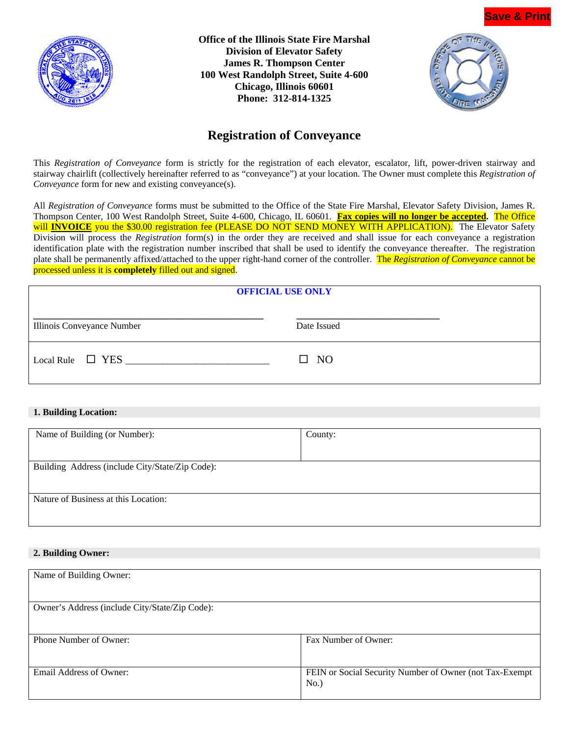Save & Print

**Office of the Illinois State Fire Marshal**
**Division of Elevator Safety**
**James R. Thompson Center**
**100 West Randolph Street, Suite 4-600**
**Chicago, Illinois 60601**
**Phone: 312-814-1325**

# Registration of Conveyance

This *Registration of Conveyance* form is strictly for the registration of each elevator, escalator, lift, power-driven stairway and stairway chairlift (collectively hereinafter referred to as "conveyance") at your location. The Owner must complete this *Registration of Conveyance* form for new and existing conveyance(s).

All *Registration of Conveyance* forms must be submitted to the Office of the State Fire Marshal, Elevator Safety Division, James R. Thompson Center, 100 West Randolph Street, Suite 4-600, Chicago, IL 60601. **Fax copies will no longer be accepted.** The Office will **INVOICE** you the $30.00 registration fee (PLEASE DO NOT SEND MONEY WITH APPLICATION). The Elevator Safety Division will process the *Registration* form(s) in the order they are received and shall issue for each conveyance a registration identification plate with the registration number inscribed that shall be used to identify the conveyance thereafter. The registration plate shall be permanently affixed/attached to the upper right-hand corner of the controller. The *Registration of Conveyance* cannot be processed unless it is **completely** filled out and signed.

**OFFICIAL USE ONLY**

| | |
|---|---|
| ______________________________ Illinois Conveyance Number | ____________________ Date Issued |
| Local Rule ☐ YES ______________________ | ☐ NO |

**1. Building Location:**

| | |
|---|---|
| Name of Building (or Number): | County: |
| Building Address (include City/State/Zip Code): | |
| Nature of Business at this Location: | |

**2. Building Owner:**

| | |
|---|---|
| Name of Building Owner: | |
| Owner's Address (include City/State/Zip Code): | |
| Phone Number of Owner: | Fax Number of Owner: |
| Email Address of Owner: | FEIN or Social Security Number of Owner (not Tax-Exempt No.) |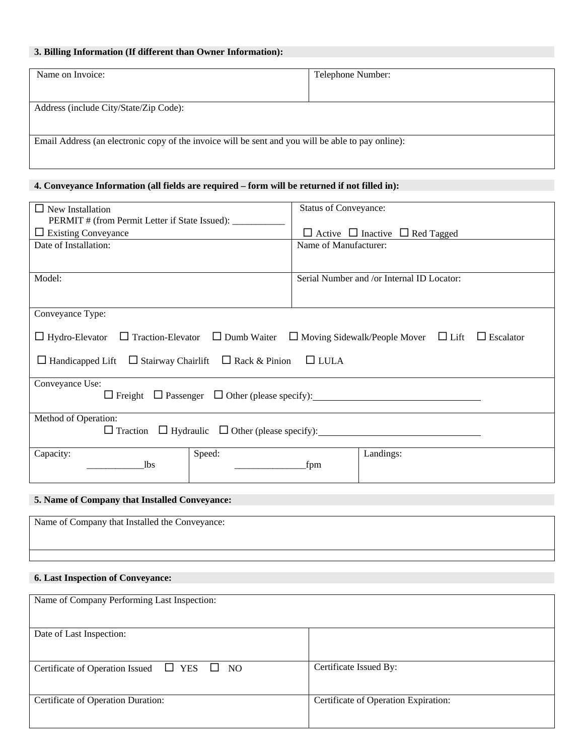**3. Billing Information (If different than Owner Information):**

| Name on Invoice: | Telephone Number: |
|---|---|
| Address (include City/State/Zip Code): | |
| Email Address (an electronic copy of the invoice will be sent and you will be able to pay online): | |

**4. Conveyance Information (all fields are required – form will be returned if not filled in):**

| ☐ New Installation<br>PERMIT # (from Permit Letter if State Issued): ___________<br>☐ Existing Conveyance | Status of Conveyance:<br>☐ Active ☐ Inactive ☐ Red Tagged |
|---|---|
| Date of Installation: | Name of Manufacturer: |
| Model: | Serial Number and /or Internal ID Locator: |

Conveyance Type:

☐ Hydro-Elevator ☐ Traction-Elevator ☐ Dumb Waiter ☐ Moving Sidewalk/People Mover ☐ Lift ☐ Escalator

☐ Handicapped Lift ☐ Stairway Chairlift ☐ Rack & Pinion ☐ LULA

Conveyance Use:
☐ Freight ☐ Passenger ☐ Other (please specify):___________________________________

Method of Operation:
☐ Traction ☐ Hydraulic ☐ Other (please specify):_________________________________

| Capacity: ____________lbs | Speed: _______________fpm | Landings: |
|---|---|---|

**5. Name of Company that Installed Conveyance:**

| Name of Company that Installed the Conveyance: |
|---|
| |

**6. Last Inspection of Conveyance:**

| Name of Company Performing Last Inspection: | |
|---|---|
| Date of Last Inspection: | |
| Certificate of Operation Issued ☐ YES ☐ NO | Certificate Issued By: |
| Certificate of Operation Duration: | Certificate of Operation Expiration: |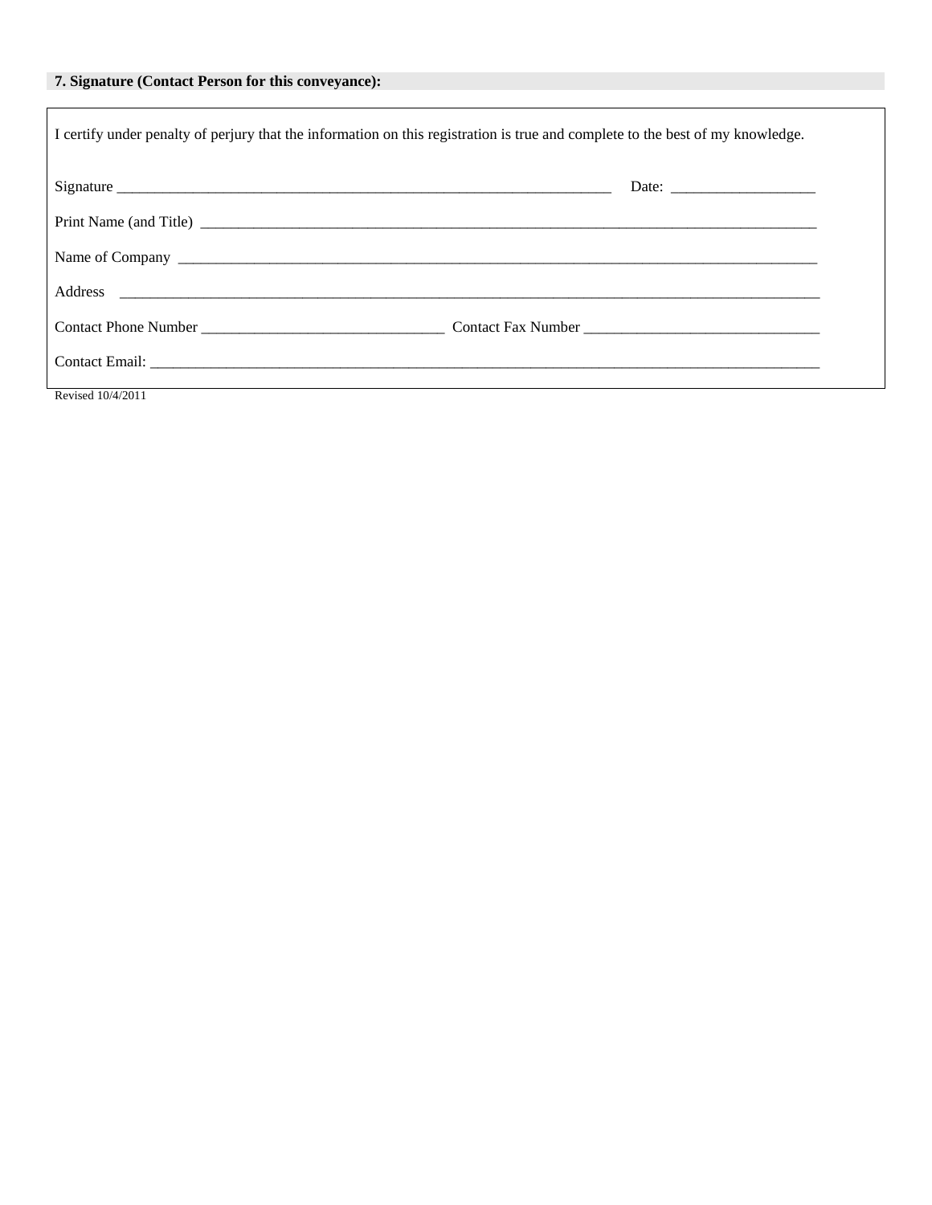**7. Signature (Contact Person for this conveyance):**

I certify under penalty of perjury that the information on this registration is true and complete to the best of my knowledge.

Signature ____________________________________________________________________ Date: ___________________

Print Name (and Title) ______________________________________________________________________________

Name of Company ___________________________________________________________________________________

Address ___________________________________________________________________________________________

Contact Phone Number ________________________________ Contact Fax Number _______________________________

Contact Email: _____________________________________________________________________________________

Revised 10/4/2011